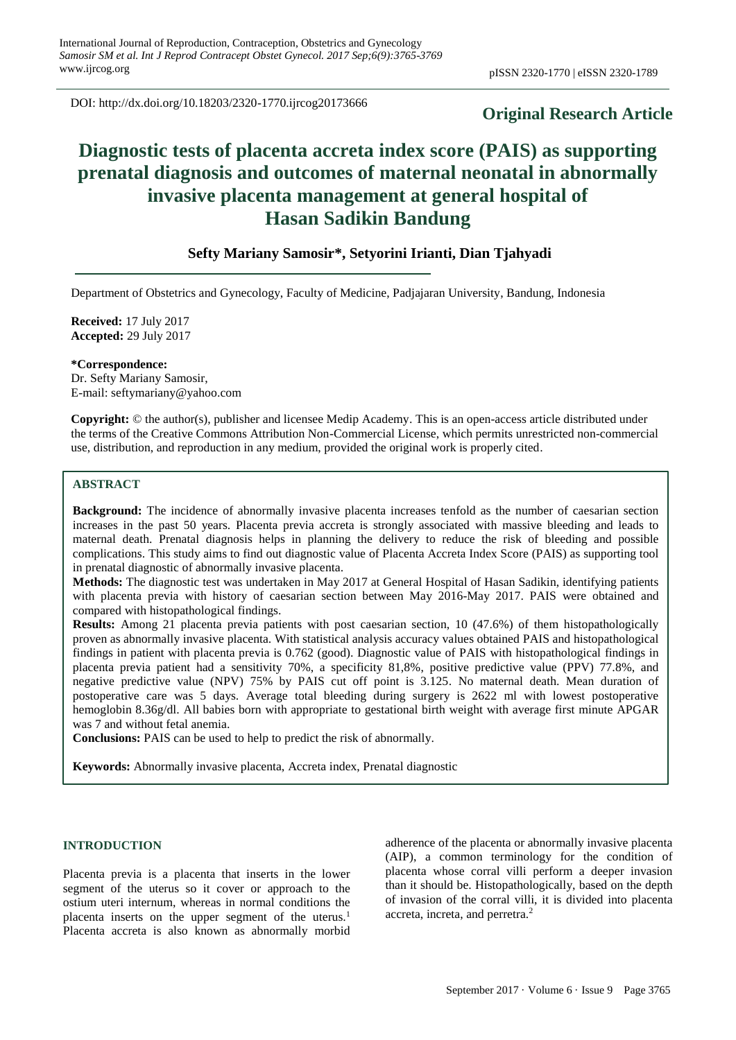DOI: http://dx.doi.org/10.18203/2320-1770.ijrcog20173666

**Original Research Article**

# Diagnostic tests of placenta accreta index score (PAIS) as supporting prenatal diagnosis and outcomes of maternal neonatal in abnormally invasive placenta management at general hospital of Hasan Sadikin Bandung

**Sefty Mariany Samosir*, Setyorini Irianti, Dian Tjahyadi**

Department of Obstetrics and Gynecology, Faculty of Medicine, Padjajaran University, Bandung, Indonesia

**Received:** 17 July 2017
**Accepted:** 29 July 2017

**\*Correspondence:**
Dr. Sefty Mariany Samosir,
E-mail: seftymariany@yahoo.com

**Copyright:** © the author(s), publisher and licensee Medip Academy. This is an open-access article distributed under the terms of the Creative Commons Attribution Non-Commercial License, which permits unrestricted non-commercial use, distribution, and reproduction in any medium, provided the original work is properly cited.

## ABSTRACT

**Background:** The incidence of abnormally invasive placenta increases tenfold as the number of caesarian section increases in the past 50 years. Placenta previa accreta is strongly associated with massive bleeding and leads to maternal death. Prenatal diagnosis helps in planning the delivery to reduce the risk of bleeding and possible complications. This study aims to find out diagnostic value of Placenta Accreta Index Score (PAIS) as supporting tool in prenatal diagnostic of abnormally invasive placenta.

**Methods:** The diagnostic test was undertaken in May 2017 at General Hospital of Hasan Sadikin, identifying patients with placenta previa with history of caesarian section between May 2016-May 2017. PAIS were obtained and compared with histopathological findings.

**Results:** Among 21 placenta previa patients with post caesarian section, 10 (47.6%) of them histopathologically proven as abnormally invasive placenta. With statistical analysis accuracy values obtained PAIS and histopathological findings in patient with placenta previa is 0.762 (good). Diagnostic value of PAIS with histopathological findings in placenta previa patient had a sensitivity 70%, a specificity 81,8%, positive predictive value (PPV) 77.8%, and negative predictive value (NPV) 75% by PAIS cut off point is 3.125. No maternal death. Mean duration of postoperative care was 5 days. Average total bleeding during surgery is 2622 ml with lowest postoperative hemoglobin 8.36g/dl. All babies born with appropriate to gestational birth weight with average first minute APGAR was 7 and without fetal anemia.

**Conclusions:** PAIS can be used to help to predict the risk of abnormally.

**Keywords:** Abnormally invasive placenta, Accreta index, Prenatal diagnostic

## INTRODUCTION

Placenta previa is a placenta that inserts in the lower segment of the uterus so it cover or approach to the ostium uteri internum, whereas in normal conditions the placenta inserts on the upper segment of the uterus.[1] Placenta accreta is also known as abnormally morbid adherence of the placenta or abnormally invasive placenta (AIP), a common terminology for the condition of placenta whose corral villi perform a deeper invasion than it should be. Histopathologically, based on the depth of invasion of the corral villi, it is divided into placenta accreta, increta, and perretra.[2]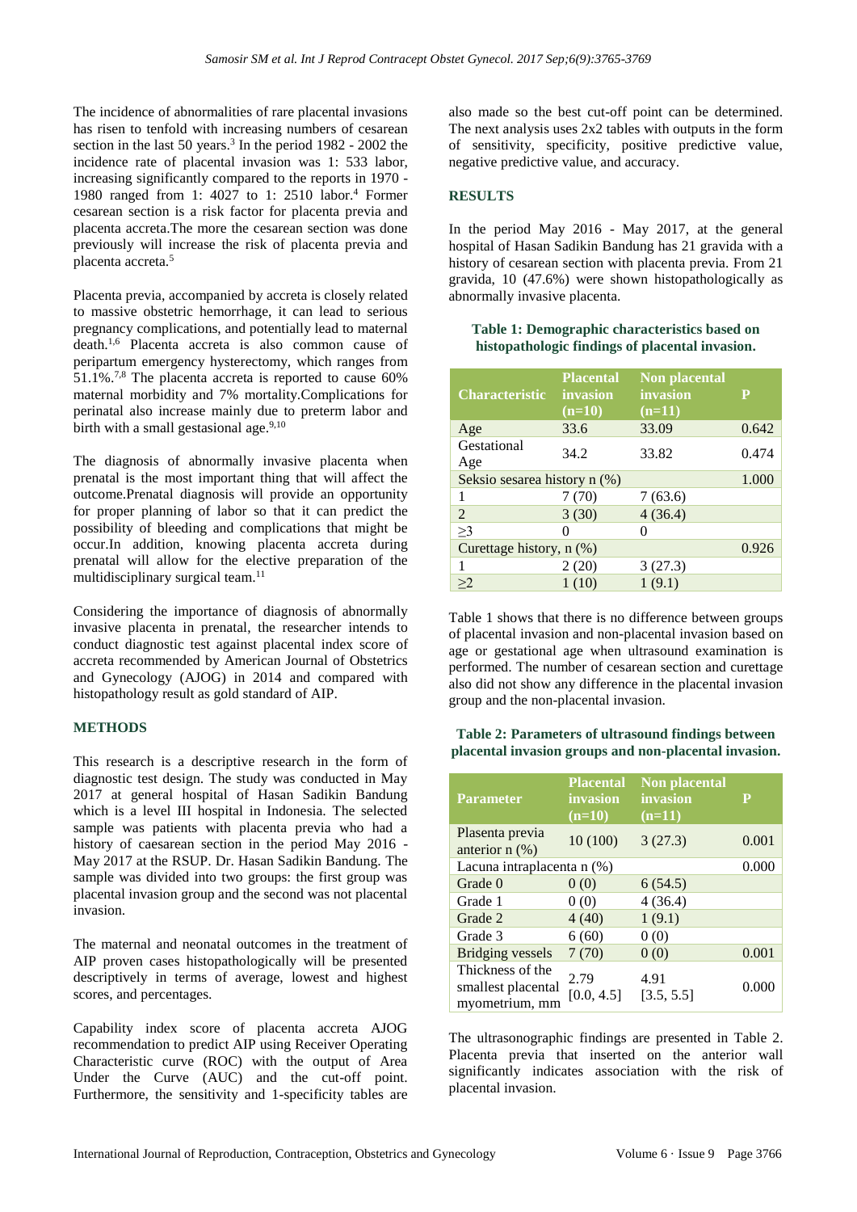The incidence of abnormalities of rare placental invasions has risen to tenfold with increasing numbers of cesarean section in the last 50 years.[3] In the period 1982 - 2002 the incidence rate of placental invasion was 1: 533 labor, increasing significantly compared to the reports in 1970 - 1980 ranged from 1: 4027 to 1: 2510 labor.[4] Former cesarean section is a risk factor for placenta previa and placenta accreta.The more the cesarean section was done previously will increase the risk of placenta previa and placenta accreta.[5]

Placenta previa, accompanied by accreta is closely related to massive obstetric hemorrhage, it can lead to serious pregnancy complications, and potentially lead to maternal death.[1,6] Placenta accreta is also common cause of peripartum emergency hysterectomy, which ranges from 51.1%.[7,8] The placenta accreta is reported to cause 60% maternal morbidity and 7% mortality.Complications for perinatal also increase mainly due to preterm labor and birth with a small gestational age.[9,10]

The diagnosis of abnormally invasive placenta when prenatal is the most important thing that will affect the outcome.Prenatal diagnosis will provide an opportunity for proper planning of labor so that it can predict the possibility of bleeding and complications that might be occur.In addition, knowing placenta accreta during prenatal will allow for the elective preparation of the multidisciplinary surgical team.[11]

Considering the importance of diagnosis of abnormally invasive placenta in prenatal, the researcher intends to conduct diagnostic test against placental index score of accreta recommended by American Journal of Obstetrics and Gynecology (AJOG) in 2014 and compared with histopathology result as gold standard of AIP.

## METHODS

This research is a descriptive research in the form of diagnostic test design. The study was conducted in May 2017 at general hospital of Hasan Sadikin Bandung which is a level III hospital in Indonesia. The selected sample was patients with placenta previa who had a history of caesarean section in the period May 2016 - May 2017 at the RSUP. Dr. Hasan Sadikin Bandung. The sample was divided into two groups: the first group was placental invasion group and the second was not placental invasion.

The maternal and neonatal outcomes in the treatment of AIP proven cases histopathologically will be presented descriptively in terms of average, lowest and highest scores, and percentages.

Capability index score of placenta accreta AJOG recommendation to predict AIP using Receiver Operating Characteristic curve (ROC) with the output of Area Under the Curve (AUC) and the cut-off point. Furthermore, the sensitivity and 1-specificity tables are also made so the best cut-off point can be determined. The next analysis uses 2x2 tables with outputs in the form of sensitivity, specificity, positive predictive value, negative predictive value, and accuracy.

## RESULTS

In the period May 2016 - May 2017, at the general hospital of Hasan Sadikin Bandung has 21 gravida with a history of cesarean section with placenta previa. From 21 gravida, 10 (47.6%) were shown histopathologically as abnormally invasive placenta.

**Table 1: Demographic characteristics based on histopathologic findings of placental invasion.**

| Characteristic | Placental invasion (n=10) | Non placental invasion (n=11) | P |
|---|---|---|---|
| Age | 33.6 | 33.09 | 0.642 |
| Gestational Age | 34.2 | 33.82 | 0.474 |
| Seksio sesarea history n (%) | | | 1.000 |
| 1 | 7 (70) | 7 (63.6) | |
| 2 | 3 (30) | 4 (36.4) | |
| ≥3 | 0 | 0 | |
| Curettage history, n (%) | | | 0.926 |
| 1 | 2 (20) | 3 (27.3) | |
| ≥2 | 1 (10) | 1 (9.1) | |

Table 1 shows that there is no difference between groups of placental invasion and non-placental invasion based on age or gestational age when ultrasound examination is performed. The number of cesarean section and curettage also did not show any difference in the placental invasion group and the non-placental invasion.

**Table 2: Parameters of ultrasound findings between placental invasion groups and non-placental invasion.**

| Parameter | Placental invasion (n=10) | Non placental invasion (n=11) | P |
|---|---|---|---|
| Plasenta previa anterior n (%) | 10 (100) | 3 (27.3) | 0.001 |
| Lacuna intraplacenta n (%) | | | 0.000 |
| Grade 0 | 0 (0) | 6 (54.5) | |
| Grade 1 | 0 (0) | 4 (36.4) | |
| Grade 2 | 4 (40) | 1 (9.1) | |
| Grade 3 | 6 (60) | 0 (0) | |
| Bridging vessels | 7 (70) | 0 (0) | 0.001 |
| Thickness of the smallest placental myometrium, mm | 2.79 [0.0, 4.5] | 4.91 [3.5, 5.5] | 0.000 |

The ultrasonographic findings are presented in Table 2. Placenta previa that inserted on the anterior wall significantly indicates association with the risk of placental invasion.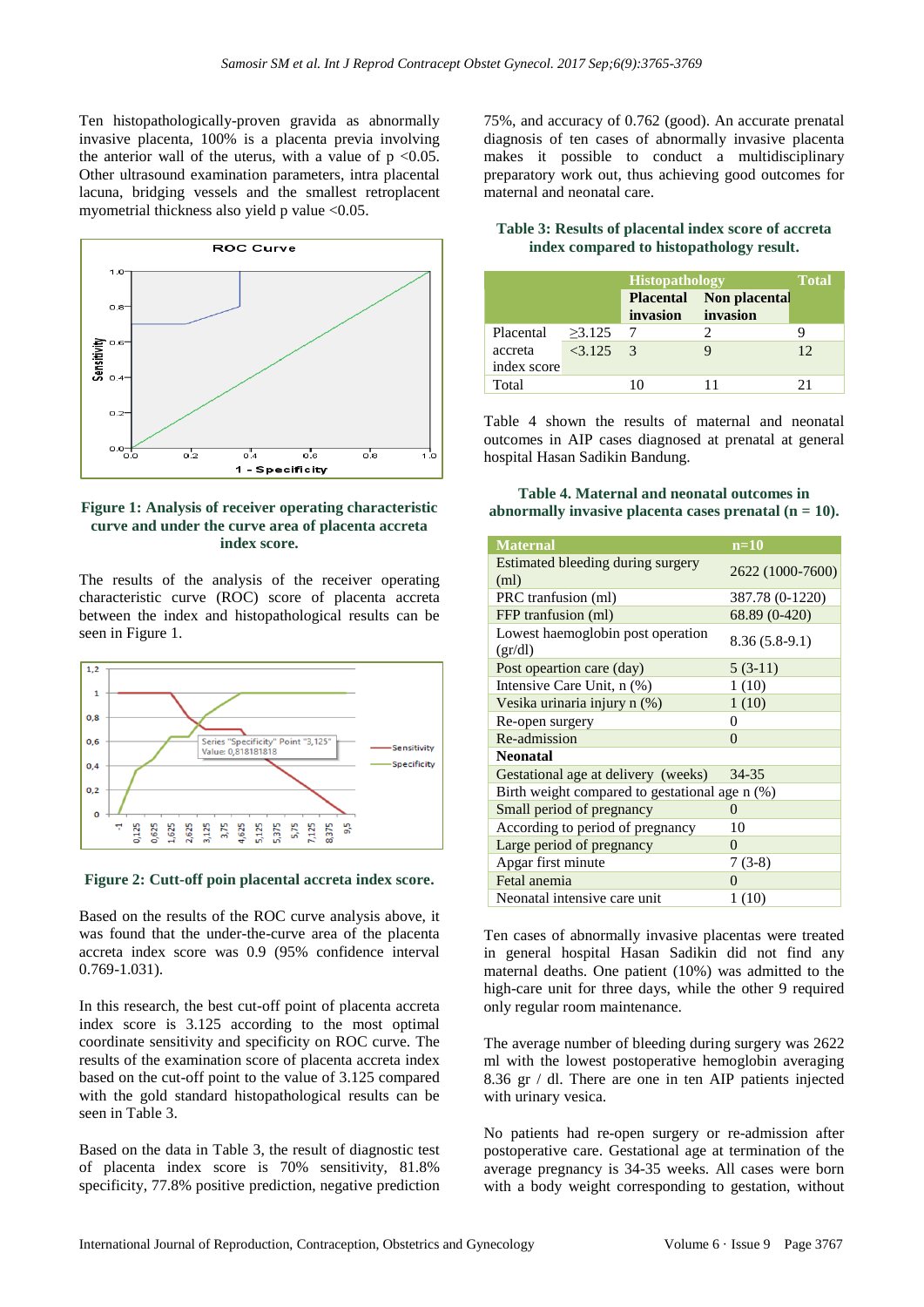Ten histopathologically-proven gravida as abnormally invasive placenta, 100% is a placenta previa involving the anterior wall of the uterus, with a value of $p < 0.05$. Other ultrasound examination parameters, intra placental lacuna, bridging vessels and the smallest retroplacent myometrial thickness also yield p value $<0.05$.

**Figure 1: Analysis of receiver operating characteristic curve and under the curve area of placenta accreta index score.**

The results of the analysis of the receiver operating characteristic curve (ROC) score of placenta accreta between the index and histopathological results can be seen in Figure 1.

**Figure 2: Cutt-off poin placental accreta index score.**

Based on the results of the ROC curve analysis above, it was found that the under-the-curve area of the placenta accreta index score was 0.9 (95% confidence interval 0.769-1.031).

In this research, the best cut-off point of placenta accreta index score is 3.125 according to the most optimal coordinate sensitivity and specificity on ROC curve. The results of the examination score of placenta accreta index based on the cut-off point to the value of 3.125 compared with the gold standard histopathological results can be seen in Table 3.

Based on the data in Table 3, the result of diagnostic test of placenta index score is 70% sensitivity, 81.8% specificity, 77.8% positive prediction, negative prediction 75%, and accuracy of 0.762 (good). An accurate prenatal diagnosis of ten cases of abnormally invasive placenta makes it possible to conduct a multidisciplinary preparatory work out, thus achieving good outcomes for maternal and neonatal care.

**Table 3: Results of placental index score of accreta index compared to histopathology result.**

| | | Histopathology | | Total |
|---|---|---|---|---|
| | | Placental invasion | Non placental invasion | |
| Placental accreta index score | ≥3.125 | 7 | 2 | 9 |
| | <3.125 | 3 | 9 | 12 |
| Total | | 10 | 11 | 21 |

Table 4 shown the results of maternal and neonatal outcomes in AIP cases diagnosed at prenatal at general hospital Hasan Sadikin Bandung.

**Table 4. Maternal and neonatal outcomes in abnormally invasive placenta cases prenatal (n = 10).**

| Maternal | n=10 |
|---|---|
| Estimated bleeding during surgery (ml) | 2622 (1000-7600) |
| PRC tranfusion (ml) | 387.78 (0-1220) |
| FFP tranfusion (ml) | 68.89 (0-420) |
| Lowest haemoglobin post operation (gr/dl) | 8.36 (5.8-9.1) |
| Post opeartion care (day) | 5 (3-11) |
| Intensive Care Unit, n (%) | 1 (10) |
| Vesika urinaria injury n (%) | 1 (10) |
| Re-open surgery | 0 |
| Re-admission | 0 |
| **Neonatal** | |
| Gestational age at delivery (weeks) | 34-35 |
| Birth weight compared to gestational age n (%) | |
| Small period of pregnancy | 0 |
| According to period of pregnancy | 10 |
| Large period of pregnancy | 0 |
| Apgar first minute | 7 (3-8) |
| Fetal anemia | 0 |
| Neonatal intensive care unit | 1 (10) |

Ten cases of abnormally invasive placentas were treated in general hospital Hasan Sadikin did not find any maternal deaths. One patient (10%) was admitted to the high-care unit for three days, while the other 9 required only regular room maintenance.

The average number of bleeding during surgery was 2622 ml with the lowest postoperative hemoglobin averaging 8.36 gr / dl. There are one in ten AIP patients injected with urinary vesica.

No patients had re-open surgery or re-admission after postoperative care. Gestational age at termination of the average pregnancy is 34-35 weeks. All cases were born with a body weight corresponding to gestation, without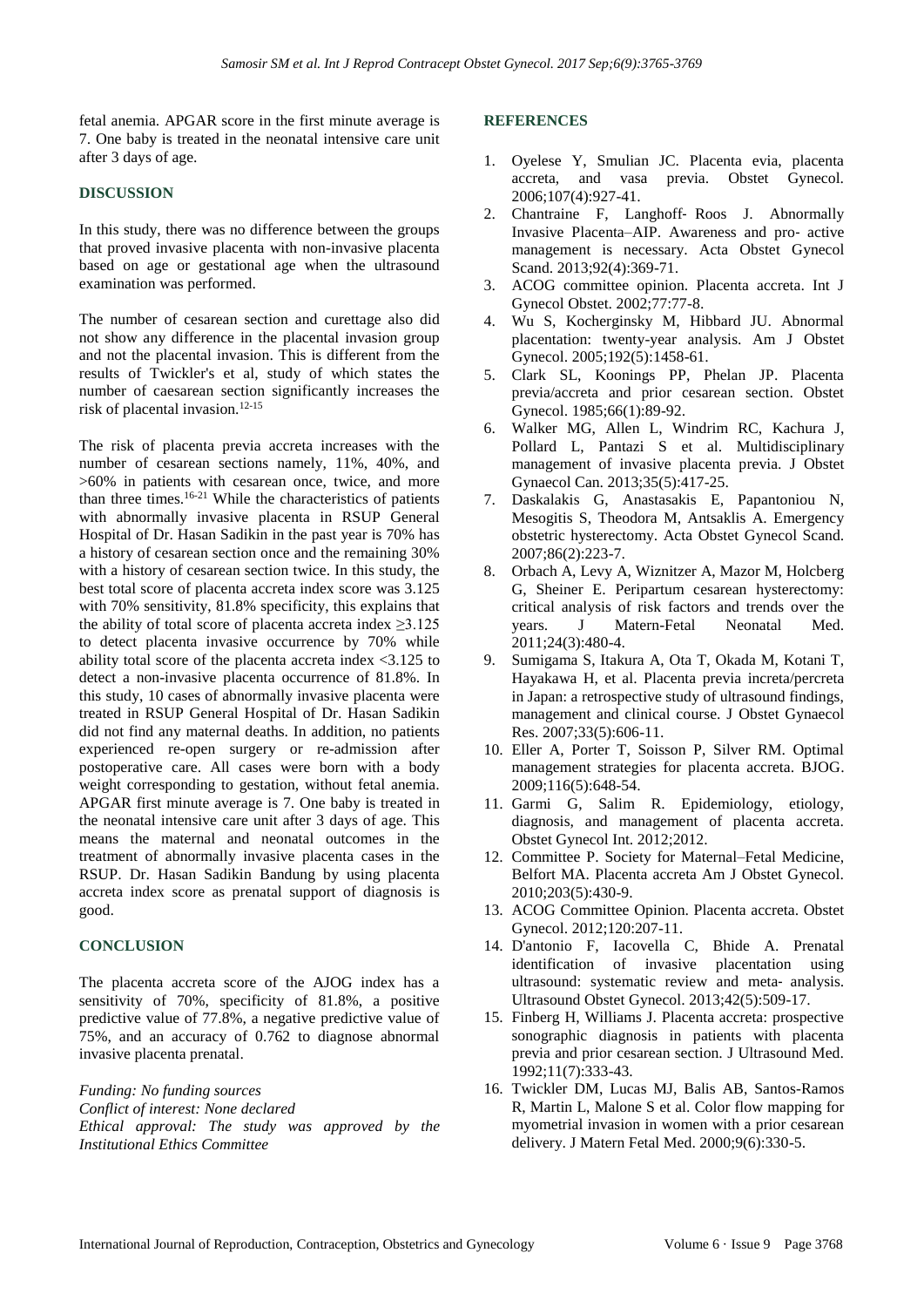fetal anemia. APGAR score in the first minute average is 7. One baby is treated in the neonatal intensive care unit after 3 days of age.

## DISCUSSION

In this study, there was no difference between the groups that proved invasive placenta with non-invasive placenta based on age or gestational age when the ultrasound examination was performed.

The number of cesarean section and curettage also did not show any difference in the placental invasion group and not the placental invasion. This is different from the results of Twickler's et al, study of which states the number of caesarean section significantly increases the risk of placental invasion.[12-15]

The risk of placenta previa accreta increases with the number of cesarean sections namely, 11%, 40%, and >60% in patients with cesarean once, twice, and more than three times.[16-21] While the characteristics of patients with abnormally invasive placenta in RSUP General Hospital of Dr. Hasan Sadikin in the past year is 70% has a history of cesarean section once and the remaining 30% with a history of cesarean section twice. In this study, the best total score of placenta accreta index score was 3.125 with 70% sensitivity, 81.8% specificity, this explains that the ability of total score of placenta accreta index ≥3.125 to detect placenta invasive occurrence by 70% while ability total score of the placenta accreta index <3.125 to detect a non-invasive placenta occurrence of 81.8%. In this study, 10 cases of abnormally invasive placenta were treated in RSUP General Hospital of Dr. Hasan Sadikin did not find any maternal deaths. In addition, no patients experienced re-open surgery or re-admission after postoperative care. All cases were born with a body weight corresponding to gestation, without fetal anemia. APGAR first minute average is 7. One baby is treated in the neonatal intensive care unit after 3 days of age. This means the maternal and neonatal outcomes in the treatment of abnormally invasive placenta cases in the RSUP. Dr. Hasan Sadikin Bandung by using placenta accreta index score as prenatal support of diagnosis is good.

## CONCLUSION

The placenta accreta score of the AJOG index has a sensitivity of 70%, specificity of 81.8%, a positive predictive value of 77.8%, a negative predictive value of 75%, and an accuracy of 0.762 to diagnose abnormal invasive placenta prenatal.

*Funding: No funding sources*
*Conflict of interest: None declared*
*Ethical approval: The study was approved by the Institutional Ethics Committee*

## REFERENCES

1. Oyelese Y, Smulian JC. Placenta evia, placenta accreta, and vasa previa. Obstet Gynecol. 2006;107(4):927-41.
2. Chantraine F, Langhoff- Roos J. Abnormally Invasive Placenta–AIP. Awareness and pro- active management is necessary. Acta Obstet Gynecol Scand. 2013;92(4):369-71.
3. ACOG committee opinion. Placenta accreta. Int J Gynecol Obstet. 2002;77:77-8.
4. Wu S, Kocherginsky M, Hibbard JU. Abnormal placentation: twenty-year analysis. Am J Obstet Gynecol. 2005;192(5):1458-61.
5. Clark SL, Koonings PP, Phelan JP. Placenta previa/accreta and prior cesarean section. Obstet Gynecol. 1985;66(1):89-92.
6. Walker MG, Allen L, Windrim RC, Kachura J, Pollard L, Pantazi S et al. Multidisciplinary management of invasive placenta previa. J Obstet Gynaecol Can. 2013;35(5):417-25.
7. Daskalakis G, Anastasakis E, Papantoniou N, Mesogitis S, Theodora M, Antsaklis A. Emergency obstetric hysterectomy. Acta Obstet Gynecol Scand. 2007;86(2):223-7.
8. Orbach A, Levy A, Wiznitzer A, Mazor M, Holcberg G, Sheiner E. Peripartum cesarean hysterectomy: critical analysis of risk factors and trends over the years. J Matern-Fetal Neonatal Med. 2011;24(3):480-4.
9. Sumigama S, Itakura A, Ota T, Okada M, Kotani T, Hayakawa H, et al. Placenta previa increta/percreta in Japan: a retrospective study of ultrasound findings, management and clinical course. J Obstet Gynaecol Res. 2007;33(5):606-11.
10. Eller A, Porter T, Soisson P, Silver RM. Optimal management strategies for placenta accreta. BJOG. 2009;116(5):648-54.
11. Garmi G, Salim R. Epidemiology, etiology, diagnosis, and management of placenta accreta. Obstet Gynecol Int. 2012;2012.
12. Committee P. Society for Maternal–Fetal Medicine, Belfort MA. Placenta accreta Am J Obstet Gynecol. 2010;203(5):430-9.
13. ACOG Committee Opinion. Placenta accreta. Obstet Gynecol. 2012;120:207-11.
14. D'antonio F, Iacovella C, Bhide A. Prenatal identification of invasive placentation using ultrasound: systematic review and meta- analysis. Ultrasound Obstet Gynecol. 2013;42(5):509-17.
15. Finberg H, Williams J. Placenta accreta: prospective sonographic diagnosis in patients with placenta previa and prior cesarean section. J Ultrasound Med. 1992;11(7):333-43.
16. Twickler DM, Lucas MJ, Balis AB, Santos-Ramos R, Martin L, Malone S et al. Color flow mapping for myometrial invasion in women with a prior cesarean delivery. J Matern Fetal Med. 2000;9(6):330-5.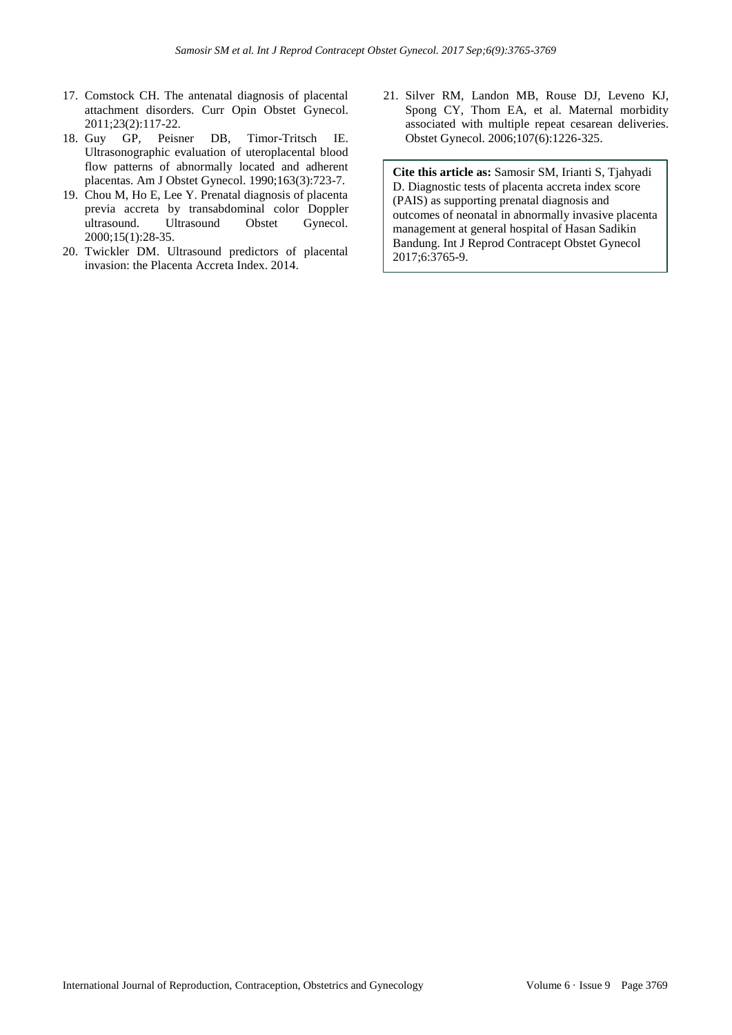17. Comstock CH. The antenatal diagnosis of placental attachment disorders. Curr Opin Obstet Gynecol. 2011;23(2):117-22.
18. Guy GP, Peisner DB, Timor-Tritsch IE. Ultrasonographic evaluation of uteroplacental blood flow patterns of abnormally located and adherent placentas. Am J Obstet Gynecol. 1990;163(3):723-7.
19. Chou M, Ho E, Lee Y. Prenatal diagnosis of placenta previa accreta by transabdominal color Doppler ultrasound. Ultrasound Obstet Gynecol. 2000;15(1):28-35.
20. Twickler DM. Ultrasound predictors of placental invasion: the Placenta Accreta Index. 2014.
21. Silver RM, Landon MB, Rouse DJ, Leveno KJ, Spong CY, Thom EA, et al. Maternal morbidity associated with multiple repeat cesarean deliveries. Obstet Gynecol. 2006;107(6):1226-325.

**Cite this article as:** Samosir SM, Irianti S, Tjahyadi D. Diagnostic tests of placenta accreta index score (PAIS) as supporting prenatal diagnosis and outcomes of neonatal in abnormally invasive placenta management at general hospital of Hasan Sadikin Bandung. Int J Reprod Contracept Obstet Gynecol 2017;6:3765-9.